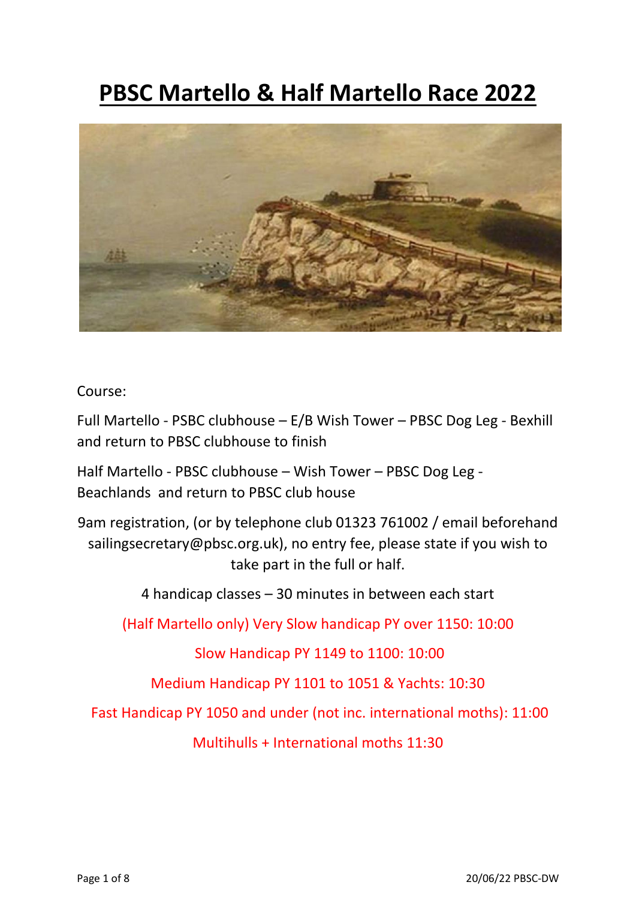# PBSC Martello & Half Martello Race 2022

Course:

Full Martello - PSBC clubhouse – E/B Wish Tower – PBSC Dog Leg - Bexhill and return to PBSC clubhouse to finish

Half Martello - PBSC clubhouse – Wish Tower – PBSC Dog Leg - Beachlands and return to PBSC club house

9am registration, (or by telephone club 01323 761002 / email beforehand sailingsecretary@pbsc.org.uk), no entry fee, please state if you wish to take part in the full or half.

4 handicap classes – 30 minutes in between each start

(Half Martello only) Very Slow handicap PY over 1150: 10:00

Slow Handicap PY 1149 to 1100: 10:00

Medium Handicap PY 1101 to 1051 & Yachts: 10:30

Fast Handicap PY 1050 and under (not inc. international moths): 11:00

Multihulls + International moths 11:30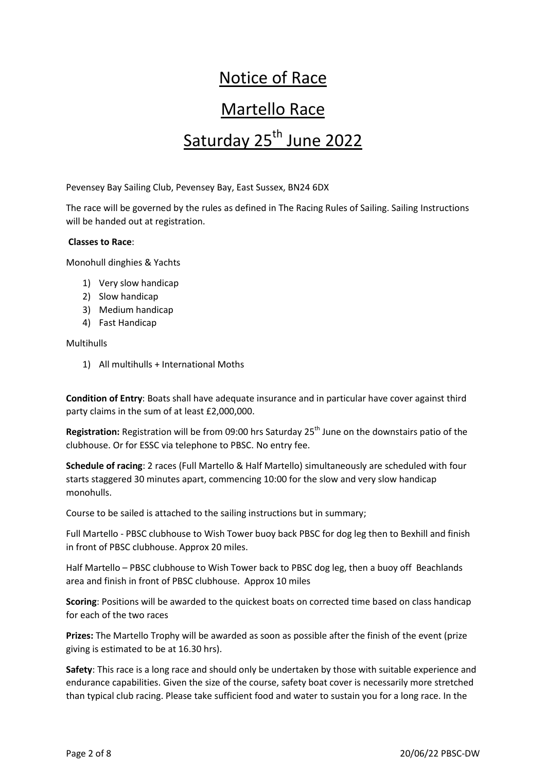# Notice of Race

# Martello Race

# Saturday 25th June 2022

Pevensey Bay Sailing Club, Pevensey Bay, East Sussex, BN24 6DX

The race will be governed by the rules as defined in The Racing Rules of Sailing. Sailing Instructions will be handed out at registration.

**Classes to Race**:

Monohull dinghies & Yachts

1) Very slow handicap
2) Slow handicap
3) Medium handicap
4) Fast Handicap

Multihulls

1) All multihulls + International Moths

**Condition of Entry**: Boats shall have adequate insurance and in particular have cover against third party claims in the sum of at least £2,000,000.

**Registration:** Registration will be from 09:00 hrs Saturday 25th June on the downstairs patio of the clubhouse. Or for ESSC via telephone to PBSC. No entry fee.

**Schedule of racing**: 2 races (Full Martello & Half Martello) simultaneously are scheduled with four starts staggered 30 minutes apart, commencing 10:00 for the slow and very slow handicap monohulls.

Course to be sailed is attached to the sailing instructions but in summary;

Full Martello - PBSC clubhouse to Wish Tower buoy back PBSC for dog leg then to Bexhill and finish in front of PBSC clubhouse. Approx 20 miles.

Half Martello – PBSC clubhouse to Wish Tower back to PBSC dog leg, then a buoy off Beachlands area and finish in front of PBSC clubhouse. Approx 10 miles

**Scoring**: Positions will be awarded to the quickest boats on corrected time based on class handicap for each of the two races

**Prizes:** The Martello Trophy will be awarded as soon as possible after the finish of the event (prize giving is estimated to be at 16.30 hrs).

**Safety**: This race is a long race and should only be undertaken by those with suitable experience and endurance capabilities. Given the size of the course, safety boat cover is necessarily more stretched than typical club racing. Please take sufficient food and water to sustain you for a long race. In the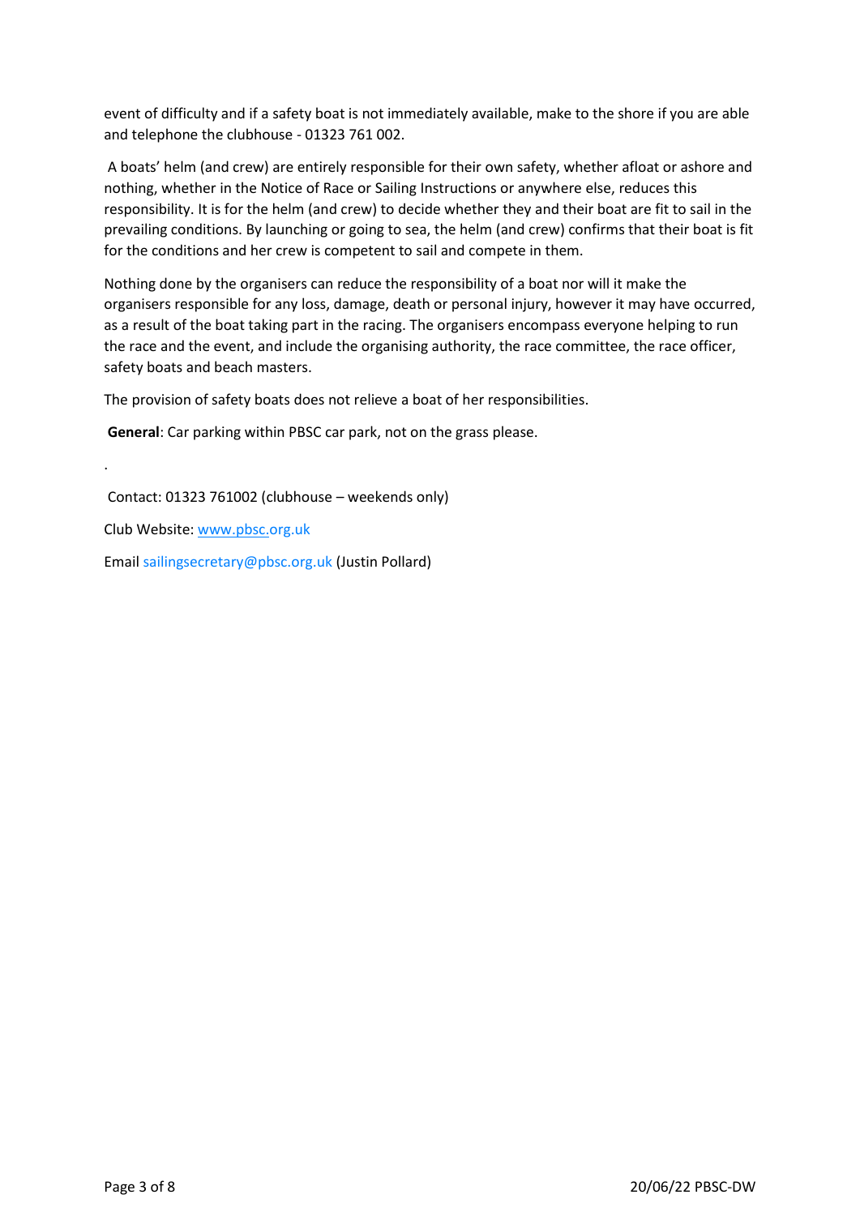event of difficulty and if a safety boat is not immediately available, make to the shore if you are able and telephone the clubhouse - 01323 761 002.

A boats' helm (and crew) are entirely responsible for their own safety, whether afloat or ashore and nothing, whether in the Notice of Race or Sailing Instructions or anywhere else, reduces this responsibility. It is for the helm (and crew) to decide whether they and their boat are fit to sail in the prevailing conditions. By launching or going to sea, the helm (and crew) confirms that their boat is fit for the conditions and her crew is competent to sail and compete in them.

Nothing done by the organisers can reduce the responsibility of a boat nor will it make the organisers responsible for any loss, damage, death or personal injury, however it may have occurred, as a result of the boat taking part in the racing. The organisers encompass everyone helping to run the race and the event, and include the organising authority, the race committee, the race officer, safety boats and beach masters.

The provision of safety boats does not relieve a boat of her responsibilities.

**General**: Car parking within PBSC car park, not on the grass please.

.

Contact: 01323 761002 (clubhouse – weekends only)

Club Website: www.pbsc.org.uk

Email sailingsecretary@pbsc.org.uk (Justin Pollard)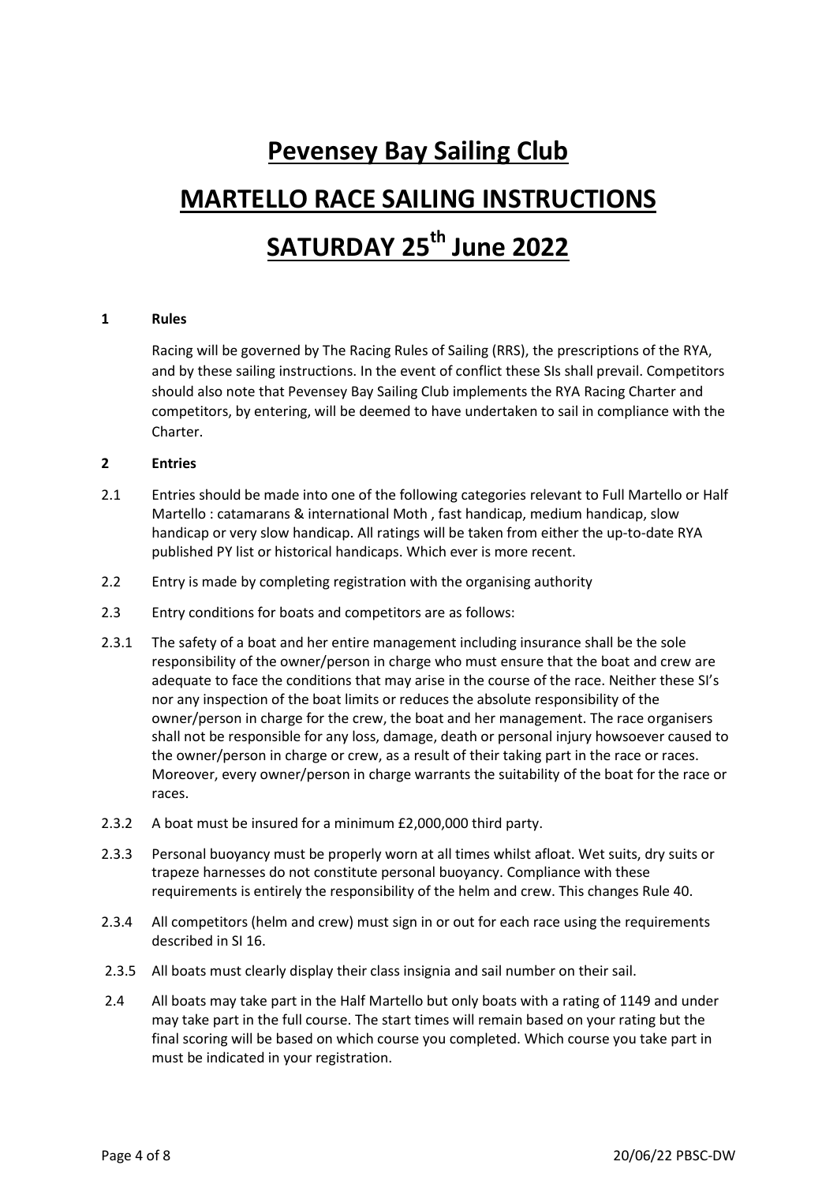# Pevensey Bay Sailing Club

# MARTELLO RACE SAILING INSTRUCTIONS

# SATURDAY 25th June 2022

## 1 Rules

Racing will be governed by The Racing Rules of Sailing (RRS), the prescriptions of the RYA, and by these sailing instructions. In the event of conflict these SIs shall prevail. Competitors should also note that Pevensey Bay Sailing Club implements the RYA Racing Charter and competitors, by entering, will be deemed to have undertaken to sail in compliance with the Charter.

## 2 Entries

2.1 Entries should be made into one of the following categories relevant to Full Martello or Half Martello : catamarans & international Moth , fast handicap, medium handicap, slow handicap or very slow handicap. All ratings will be taken from either the up-to-date RYA published PY list or historical handicaps. Which ever is more recent.

2.2 Entry is made by completing registration with the organising authority

2.3 Entry conditions for boats and competitors are as follows:

2.3.1 The safety of a boat and her entire management including insurance shall be the sole responsibility of the owner/person in charge who must ensure that the boat and crew are adequate to face the conditions that may arise in the course of the race. Neither these SI's nor any inspection of the boat limits or reduces the absolute responsibility of the owner/person in charge for the crew, the boat and her management. The race organisers shall not be responsible for any loss, damage, death or personal injury howsoever caused to the owner/person in charge or crew, as a result of their taking part in the race or races. Moreover, every owner/person in charge warrants the suitability of the boat for the race or races.

2.3.2 A boat must be insured for a minimum £2,000,000 third party.

2.3.3 Personal buoyancy must be properly worn at all times whilst afloat. Wet suits, dry suits or trapeze harnesses do not constitute personal buoyancy. Compliance with these requirements is entirely the responsibility of the helm and crew. This changes Rule 40.

2.3.4 All competitors (helm and crew) must sign in or out for each race using the requirements described in SI 16.

2.3.5 All boats must clearly display their class insignia and sail number on their sail.

2.4 All boats may take part in the Half Martello but only boats with a rating of 1149 and under may take part in the full course. The start times will remain based on your rating but the final scoring will be based on which course you completed. Which course you take part in must be indicated in your registration.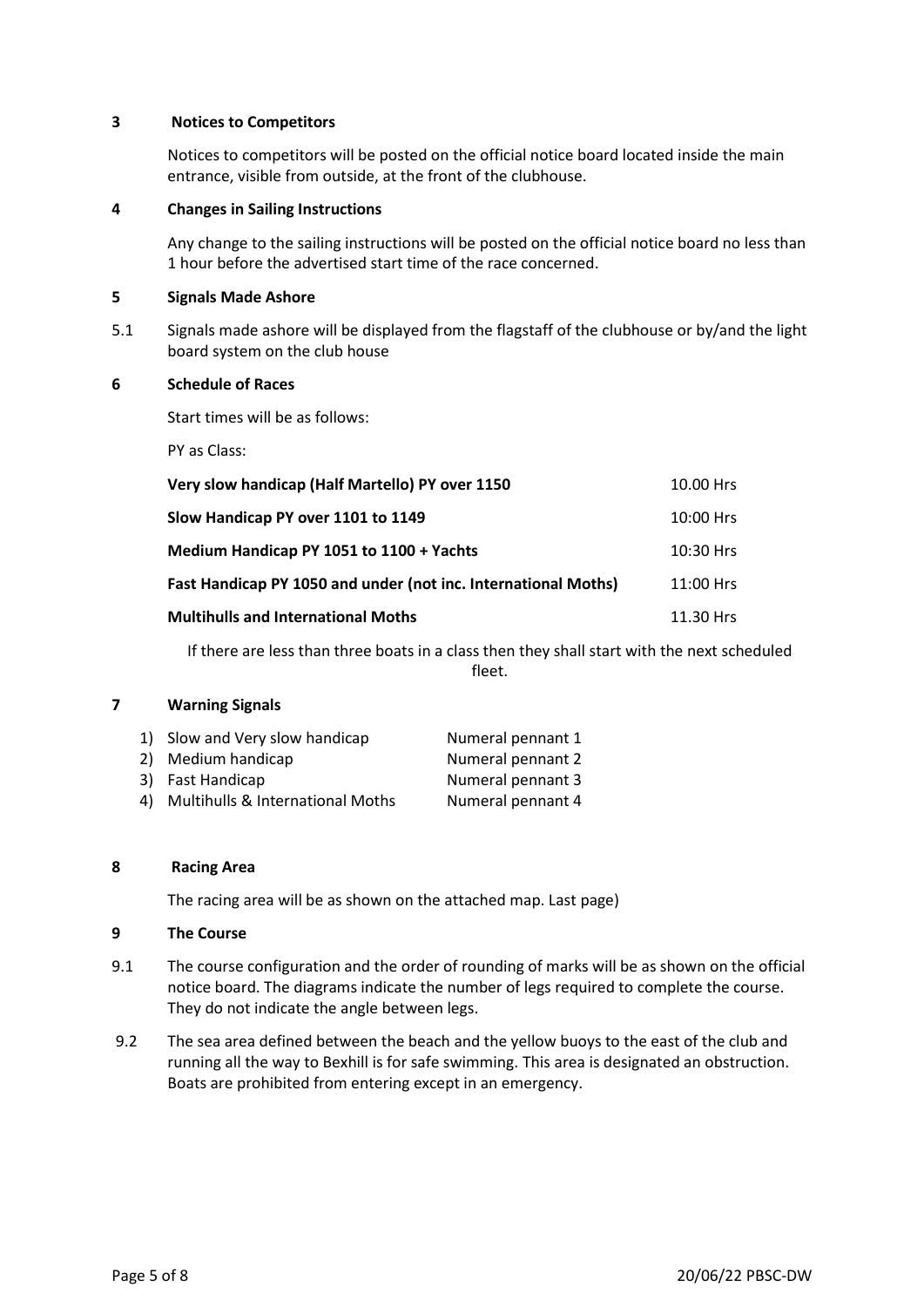## 3 Notices to Competitors

Notices to competitors will be posted on the official notice board located inside the main entrance, visible from outside, at the front of the clubhouse.

## 4 Changes in Sailing Instructions

Any change to the sailing instructions will be posted on the official notice board no less than 1 hour before the advertised start time of the race concerned.

## 5 Signals Made Ashore

5.1 Signals made ashore will be displayed from the flagstaff of the clubhouse or by/and the light board system on the club house

## 6 Schedule of Races

Start times will be as follows:

PY as Class:

| | |
|---|---|
| **Very slow handicap (Half Martello) PY over 1150** | 10.00 Hrs |
| **Slow Handicap PY over 1101 to 1149** | 10:00 Hrs |
| **Medium Handicap PY 1051 to 1100 + Yachts** | 10:30 Hrs |
| **Fast Handicap PY 1050 and under (not inc. International Moths)** | 11:00 Hrs |
| **Multihulls and International Moths** | 11.30 Hrs |

If there are less than three boats in a class then they shall start with the next scheduled fleet.

## 7 Warning Signals

| | |
|---|---|
| 1) Slow and Very slow handicap | Numeral pennant 1 |
| 2) Medium handicap | Numeral pennant 2 |
| 3) Fast Handicap | Numeral pennant 3 |
| 4) Multihulls & International Moths | Numeral pennant 4 |

## 8 Racing Area

The racing area will be as shown on the attached map. Last page)

## 9 The Course

9.1 The course configuration and the order of rounding of marks will be as shown on the official notice board. The diagrams indicate the number of legs required to complete the course. They do not indicate the angle between legs.

9.2 The sea area defined between the beach and the yellow buoys to the east of the club and running all the way to Bexhill is for safe swimming. This area is designated an obstruction. Boats are prohibited from entering except in an emergency.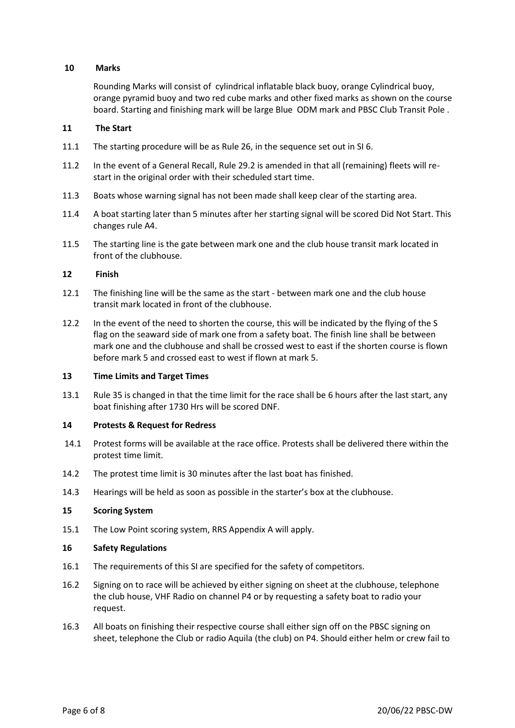## 10 Marks

Rounding Marks will consist of cylindrical inflatable black buoy, orange Cylindrical buoy, orange pyramid buoy and two red cube marks and other fixed marks as shown on the course board. Starting and finishing mark will be large Blue ODM mark and PBSC Club Transit Pole .

## 11 The Start

11.1 The starting procedure will be as Rule 26, in the sequence set out in SI 6.

11.2 In the event of a General Recall, Rule 29.2 is amended in that all (remaining) fleets will re-start in the original order with their scheduled start time.

11.3 Boats whose warning signal has not been made shall keep clear of the starting area.

11.4 A boat starting later than 5 minutes after her starting signal will be scored Did Not Start. This changes rule A4.

11.5 The starting line is the gate between mark one and the club house transit mark located in front of the clubhouse.

## 12 Finish

12.1 The finishing line will be the same as the start - between mark one and the club house transit mark located in front of the clubhouse.

12.2 In the event of the need to shorten the course, this will be indicated by the flying of the S flag on the seaward side of mark one from a safety boat. The finish line shall be between mark one and the clubhouse and shall be crossed west to east if the shorten course is flown before mark 5 and crossed east to west if flown at mark 5.

## 13 Time Limits and Target Times

13.1 Rule 35 is changed in that the time limit for the race shall be 6 hours after the last start, any boat finishing after 1730 Hrs will be scored DNF.

## 14 Protests & Request for Redress

14.1 Protest forms will be available at the race office. Protests shall be delivered there within the protest time limit.

14.2 The protest time limit is 30 minutes after the last boat has finished.

14.3 Hearings will be held as soon as possible in the starter's box at the clubhouse.

## 15 Scoring System

15.1 The Low Point scoring system, RRS Appendix A will apply.

## 16 Safety Regulations

16.1 The requirements of this SI are specified for the safety of competitors.

16.2 Signing on to race will be achieved by either signing on sheet at the clubhouse, telephone the club house, VHF Radio on channel P4 or by requesting a safety boat to radio your request.

16.3 All boats on finishing their respective course shall either sign off on the PBSC signing on sheet, telephone the Club or radio Aquila (the club) on P4. Should either helm or crew fail to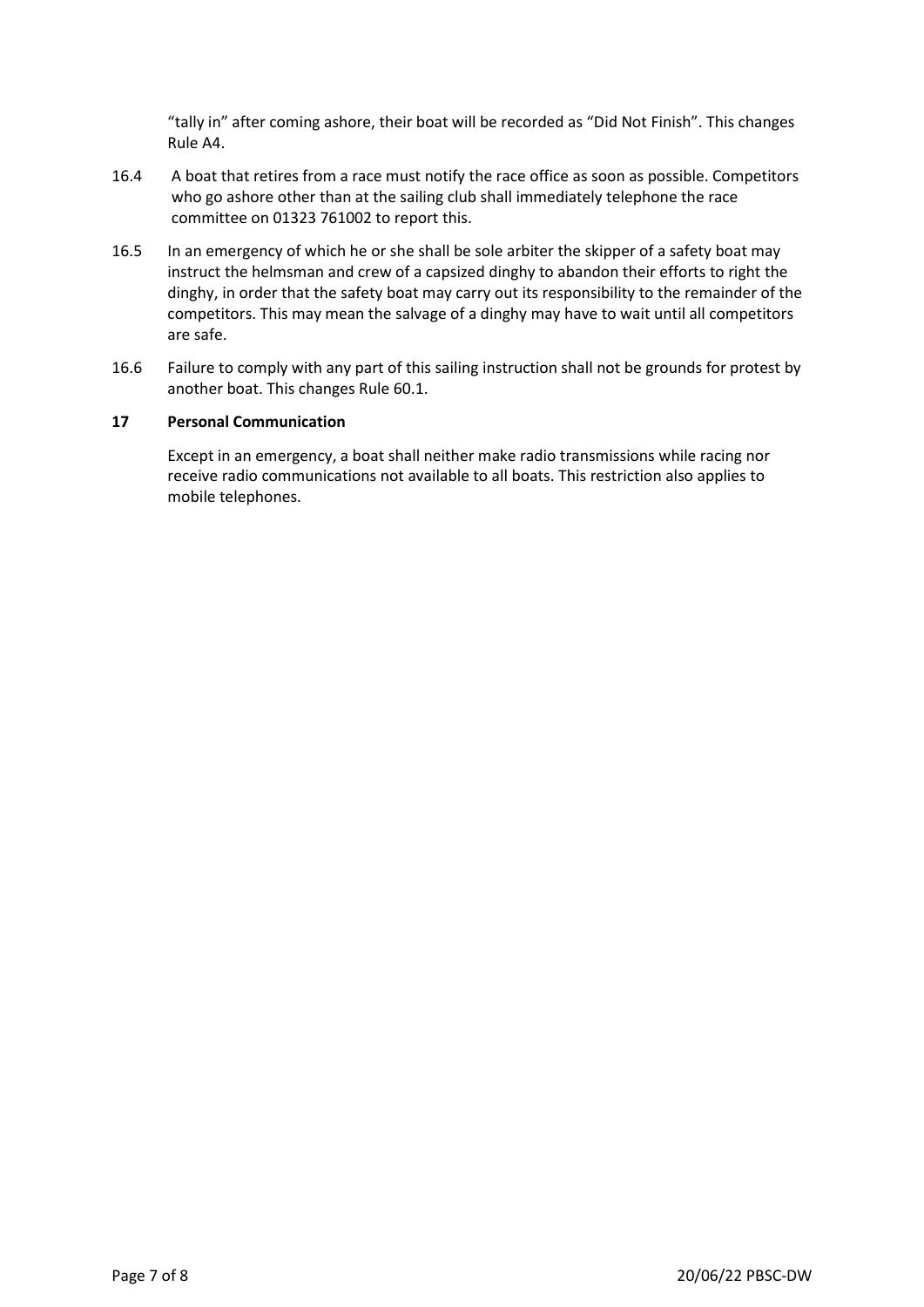"tally in" after coming ashore, their boat will be recorded as "Did Not Finish". This changes Rule A4.

16.4 A boat that retires from a race must notify the race office as soon as possible. Competitors who go ashore other than at the sailing club shall immediately telephone the race committee on 01323 761002 to report this.

16.5 In an emergency of which he or she shall be sole arbiter the skipper of a safety boat may instruct the helmsman and crew of a capsized dinghy to abandon their efforts to right the dinghy, in order that the safety boat may carry out its responsibility to the remainder of the competitors. This may mean the salvage of a dinghy may have to wait until all competitors are safe.

16.6 Failure to comply with any part of this sailing instruction shall not be grounds for protest by another boat. This changes Rule 60.1.

**17 Personal Communication**

Except in an emergency, a boat shall neither make radio transmissions while racing nor receive radio communications not available to all boats. This restriction also applies to mobile telephones.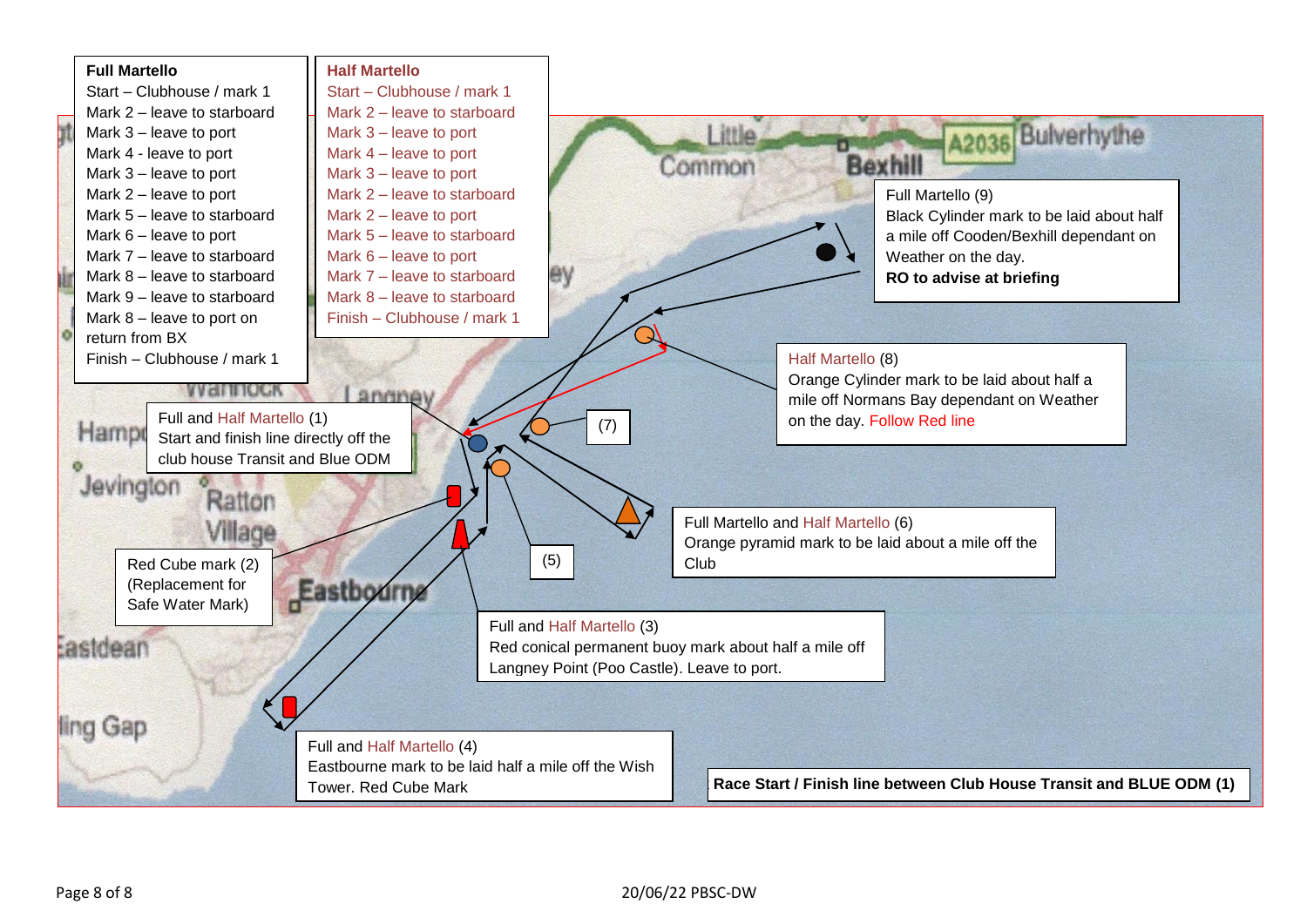**Full Martello**

Start – Clubhouse / mark 1
Mark 2 – leave to starboard
Mark 3 – leave to port
Mark 4 - leave to port
Mark 3 – leave to port
Mark 2 – leave to port
Mark 5 – leave to starboard
Mark 6 – leave to port
Mark 7 – leave to starboard
Mark 8 – leave to starboard
Mark 9 – leave to starboard
Mark 8 – leave to port on return from BX
Finish – Clubhouse / mark 1

**Half Martello**

Start – Clubhouse / mark 1
Mark 2 – leave to starboard
Mark 3 – leave to port
Mark 4 – leave to port
Mark 3 – leave to port
Mark 2 – leave to starboard
Mark 2 – leave to port
Mark 5 – leave to starboard
Mark 6 – leave to port
Mark 7 – leave to starboard
Mark 8 – leave to starboard
Finish – Clubhouse / mark 1

Full Martello (9)
Black Cylinder mark to be laid about half a mile off Cooden/Bexhill dependant on Weather on the day.
**RO to advise at briefing**

Half Martello (8)
Orange Cylinder mark to be laid about half a mile off Normans Bay dependant on Weather on the day. Follow Red line

Full and Half Martello (1)
Start and finish line directly off the club house Transit and Blue ODM

(7)

Full Martello and Half Martello (6)
Orange pyramid mark to be laid about a mile off the Club

Red Cube mark (2)
(Replacement for Safe Water Mark)

(5)

Full and Half Martello (3)
Red conical permanent buoy mark about half a mile off Langney Point (Poo Castle). Leave to port.

Full and Half Martello (4)
Eastbourne mark to be laid half a mile off the Wish Tower. Red Cube Mark

**Race Start / Finish line between Club House Transit and BLUE ODM (1)**

20/06/22 PBSC-DW